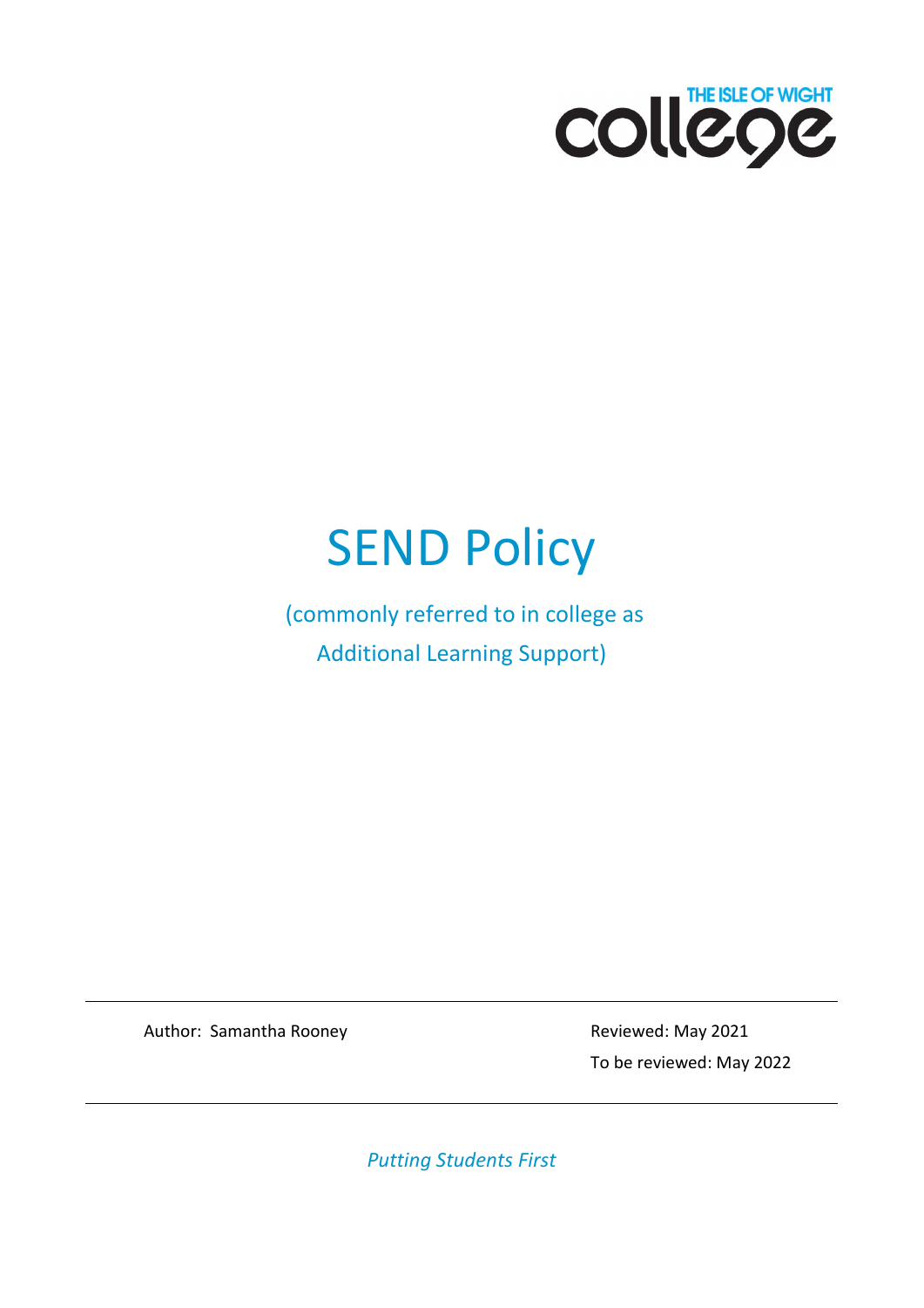THE ISLE OF WIGHT college

# SEND Policy

(commonly referred to in college as Additional Learning Support)

Author: Samantha Rooney

Reviewed: May 2021

To be reviewed: May 2022

*Putting Students First*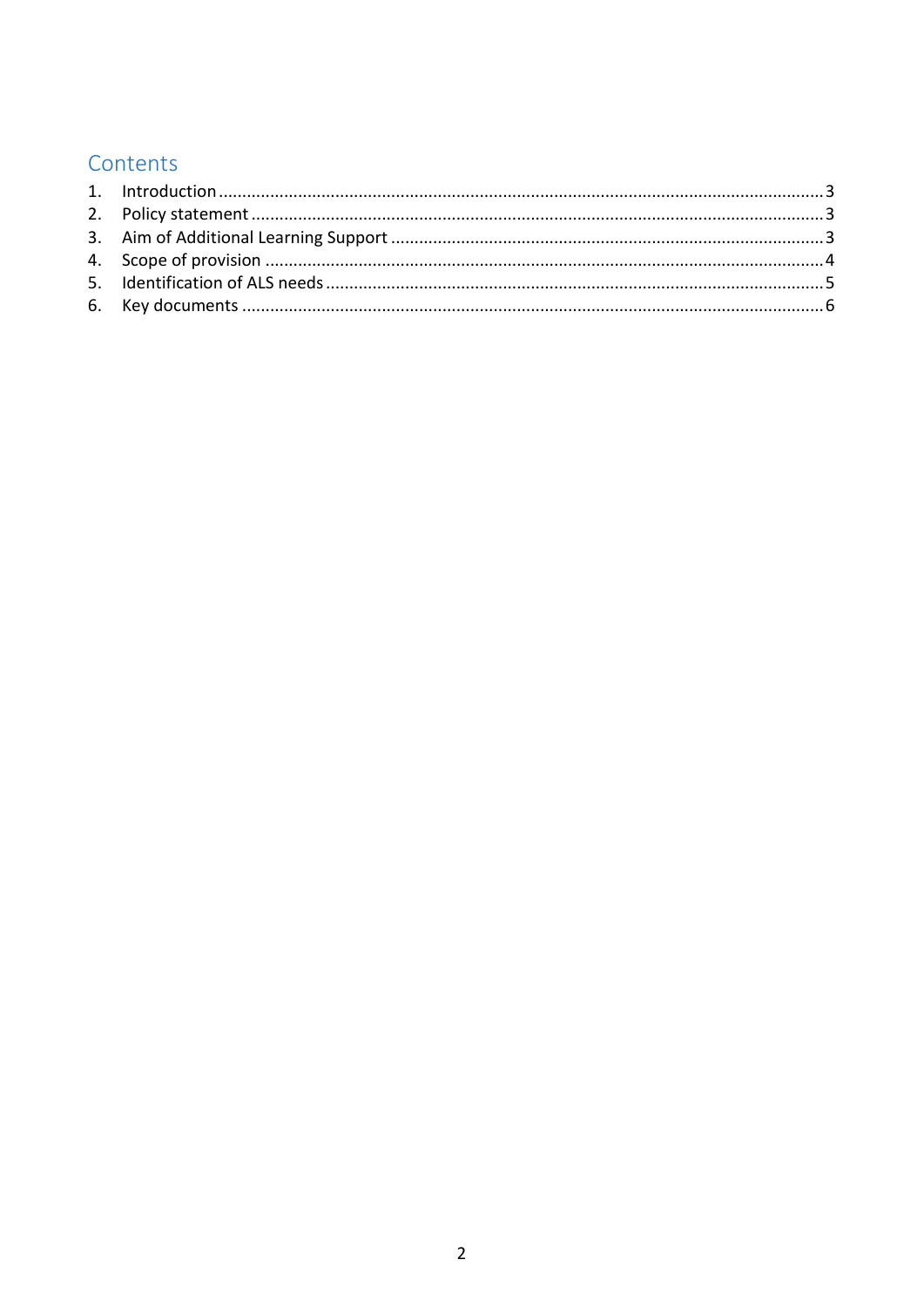## Contents

1. Introduction ........................................................................................................................ 3
2. Policy statement .................................................................................................................. 3
3. Aim of Additional Learning Support ..................................................................................... 3
4. Scope of provision ............................................................................................................... 4
5. Identification of ALS needs .................................................................................................. 5
6. Key documents .................................................................................................................... 6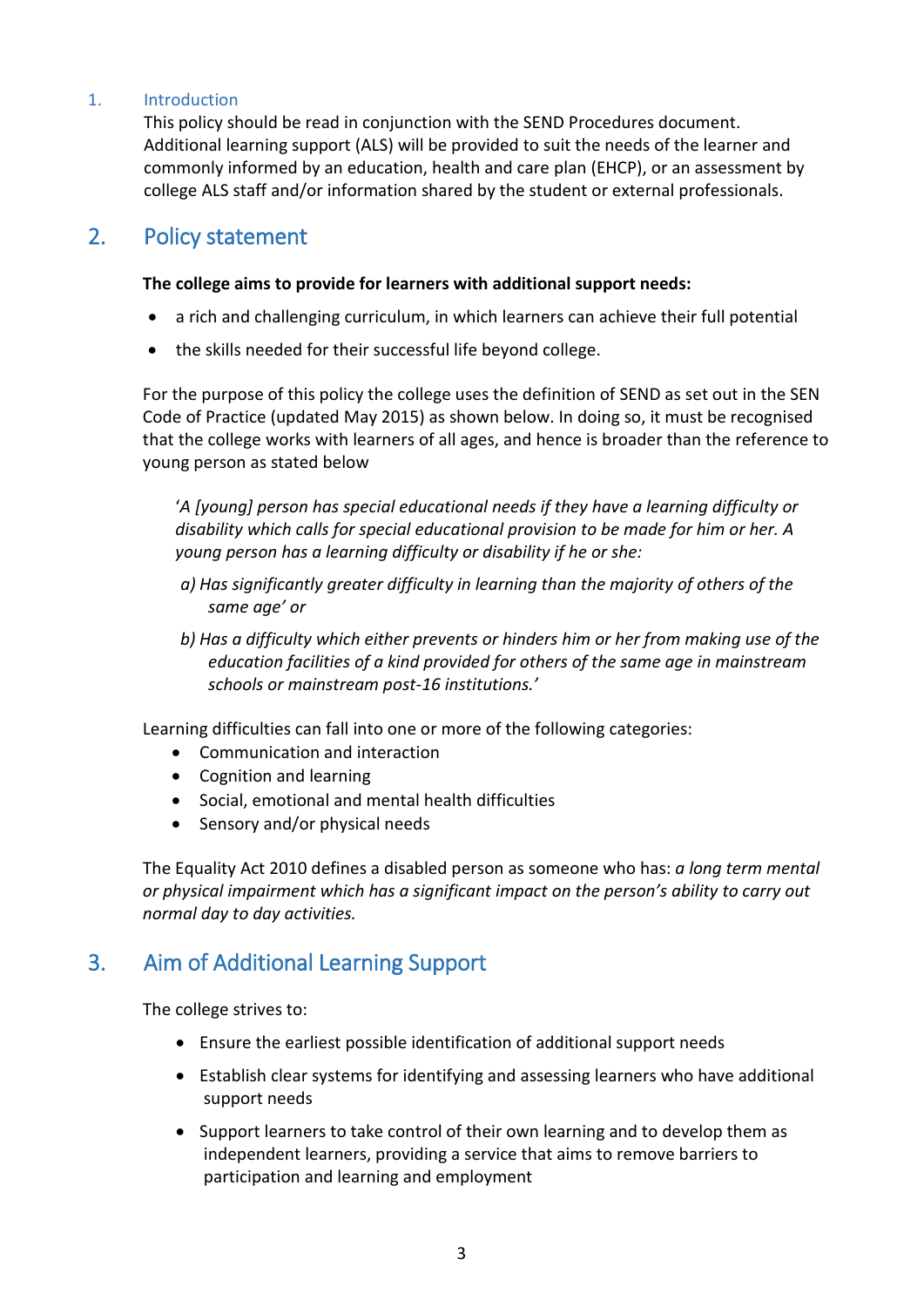## 1. Introduction

This policy should be read in conjunction with the SEND Procedures document. Additional learning support (ALS) will be provided to suit the needs of the learner and commonly informed by an education, health and care plan (EHCP), or an assessment by college ALS staff and/or information shared by the student or external professionals.

## 2. Policy statement

**The college aims to provide for learners with additional support needs:**

- a rich and challenging curriculum, in which learners can achieve their full potential
- the skills needed for their successful life beyond college.

For the purpose of this policy the college uses the definition of SEND as set out in the SEN Code of Practice (updated May 2015) as shown below. In doing so, it must be recognised that the college works with learners of all ages, and hence is broader than the reference to young person as stated below

> '*A [young] person has special educational needs if they have a learning difficulty or disability which calls for special educational provision to be made for him or her. A young person has a learning difficulty or disability if he or she:*
>
> *a) Has significantly greater difficulty in learning than the majority of others of the same age' or*
>
> *b) Has a difficulty which either prevents or hinders him or her from making use of the education facilities of a kind provided for others of the same age in mainstream schools or mainstream post-16 institutions.'*

Learning difficulties can fall into one or more of the following categories:

- Communication and interaction
- Cognition and learning
- Social, emotional and mental health difficulties
- Sensory and/or physical needs

The Equality Act 2010 defines a disabled person as someone who has: *a long term mental or physical impairment which has a significant impact on the person's ability to carry out normal day to day activities.*

## 3. Aim of Additional Learning Support

The college strives to:

- Ensure the earliest possible identification of additional support needs
- Establish clear systems for identifying and assessing learners who have additional support needs
- Support learners to take control of their own learning and to develop them as independent learners, providing a service that aims to remove barriers to participation and learning and employment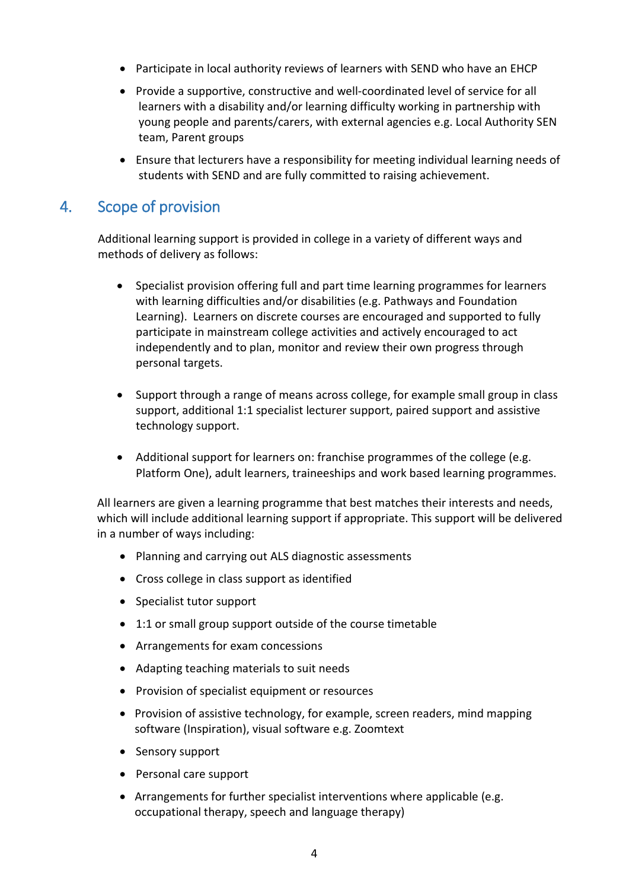- Participate in local authority reviews of learners with SEND who have an EHCP
- Provide a supportive, constructive and well-coordinated level of service for all learners with a disability and/or learning difficulty working in partnership with young people and parents/carers, with external agencies e.g. Local Authority SEN team, Parent groups
- Ensure that lecturers have a responsibility for meeting individual learning needs of students with SEND and are fully committed to raising achievement.

## 4. Scope of provision

Additional learning support is provided in college in a variety of different ways and methods of delivery as follows:

- Specialist provision offering full and part time learning programmes for learners with learning difficulties and/or disabilities (e.g. Pathways and Foundation Learning). Learners on discrete courses are encouraged and supported to fully participate in mainstream college activities and actively encouraged to act independently and to plan, monitor and review their own progress through personal targets.
- Support through a range of means across college, for example small group in class support, additional 1:1 specialist lecturer support, paired support and assistive technology support.
- Additional support for learners on: franchise programmes of the college (e.g. Platform One), adult learners, traineeships and work based learning programmes.

All learners are given a learning programme that best matches their interests and needs, which will include additional learning support if appropriate. This support will be delivered in a number of ways including:

- Planning and carrying out ALS diagnostic assessments
- Cross college in class support as identified
- Specialist tutor support
- 1:1 or small group support outside of the course timetable
- Arrangements for exam concessions
- Adapting teaching materials to suit needs
- Provision of specialist equipment or resources
- Provision of assistive technology, for example, screen readers, mind mapping software (Inspiration), visual software e.g. Zoomtext
- Sensory support
- Personal care support
- Arrangements for further specialist interventions where applicable (e.g. occupational therapy, speech and language therapy)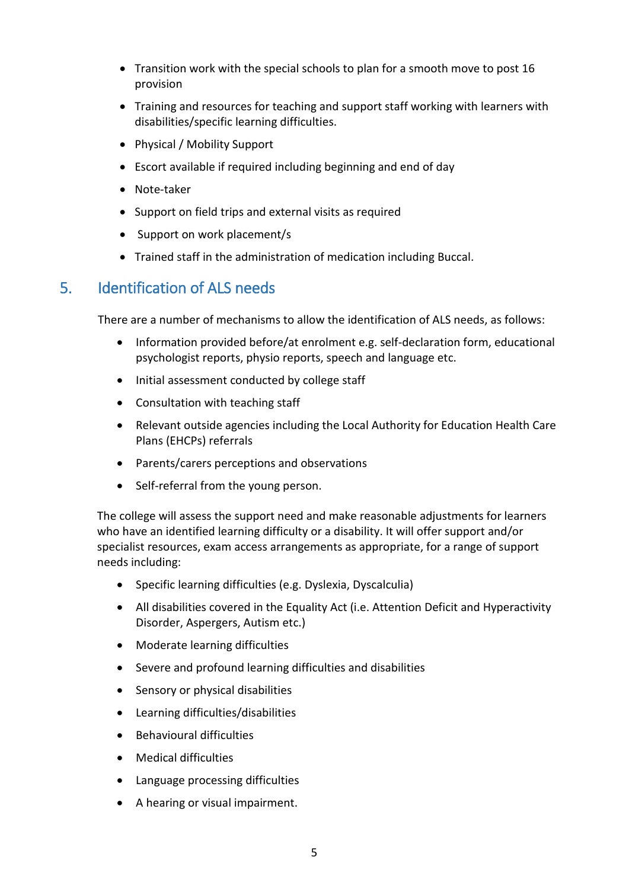- Transition work with the special schools to plan for a smooth move to post 16 provision
- Training and resources for teaching and support staff working with learners with disabilities/specific learning difficulties.
- Physical / Mobility Support
- Escort available if required including beginning and end of day
- Note-taker
- Support on field trips and external visits as required
- Support on work placement/s
- Trained staff in the administration of medication including Buccal.

## 5. Identification of ALS needs

There are a number of mechanisms to allow the identification of ALS needs, as follows:

- Information provided before/at enrolment e.g. self-declaration form, educational psychologist reports, physio reports, speech and language etc.
- Initial assessment conducted by college staff
- Consultation with teaching staff
- Relevant outside agencies including the Local Authority for Education Health Care Plans (EHCPs) referrals
- Parents/carers perceptions and observations
- Self-referral from the young person.

The college will assess the support need and make reasonable adjustments for learners who have an identified learning difficulty or a disability. It will offer support and/or specialist resources, exam access arrangements as appropriate, for a range of support needs including:

- Specific learning difficulties (e.g. Dyslexia, Dyscalculia)
- All disabilities covered in the Equality Act (i.e. Attention Deficit and Hyperactivity Disorder, Aspergers, Autism etc.)
- Moderate learning difficulties
- Severe and profound learning difficulties and disabilities
- Sensory or physical disabilities
- Learning difficulties/disabilities
- Behavioural difficulties
- Medical difficulties
- Language processing difficulties
- A hearing or visual impairment.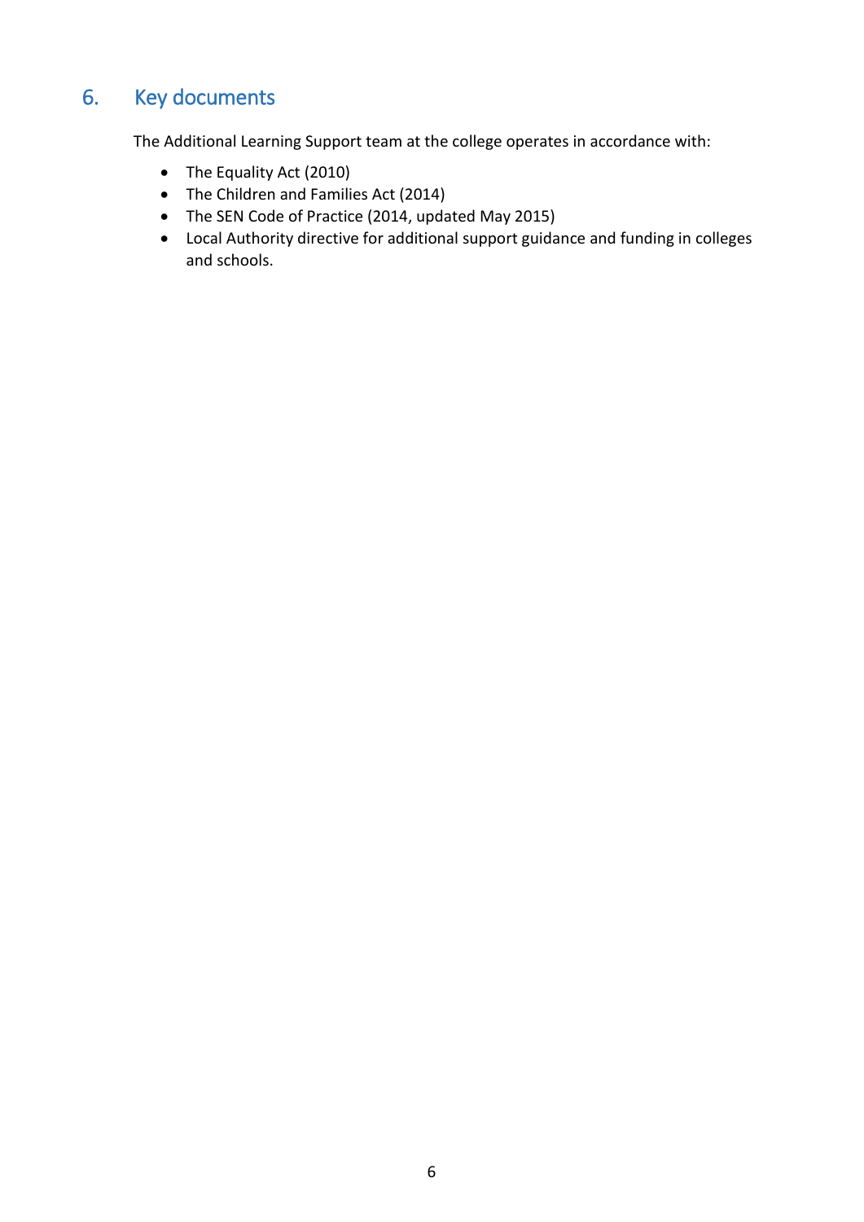## 6. Key documents

The Additional Learning Support team at the college operates in accordance with:

- The Equality Act (2010)
- The Children and Families Act (2014)
- The SEN Code of Practice (2014, updated May 2015)
- Local Authority directive for additional support guidance and funding in colleges and schools.